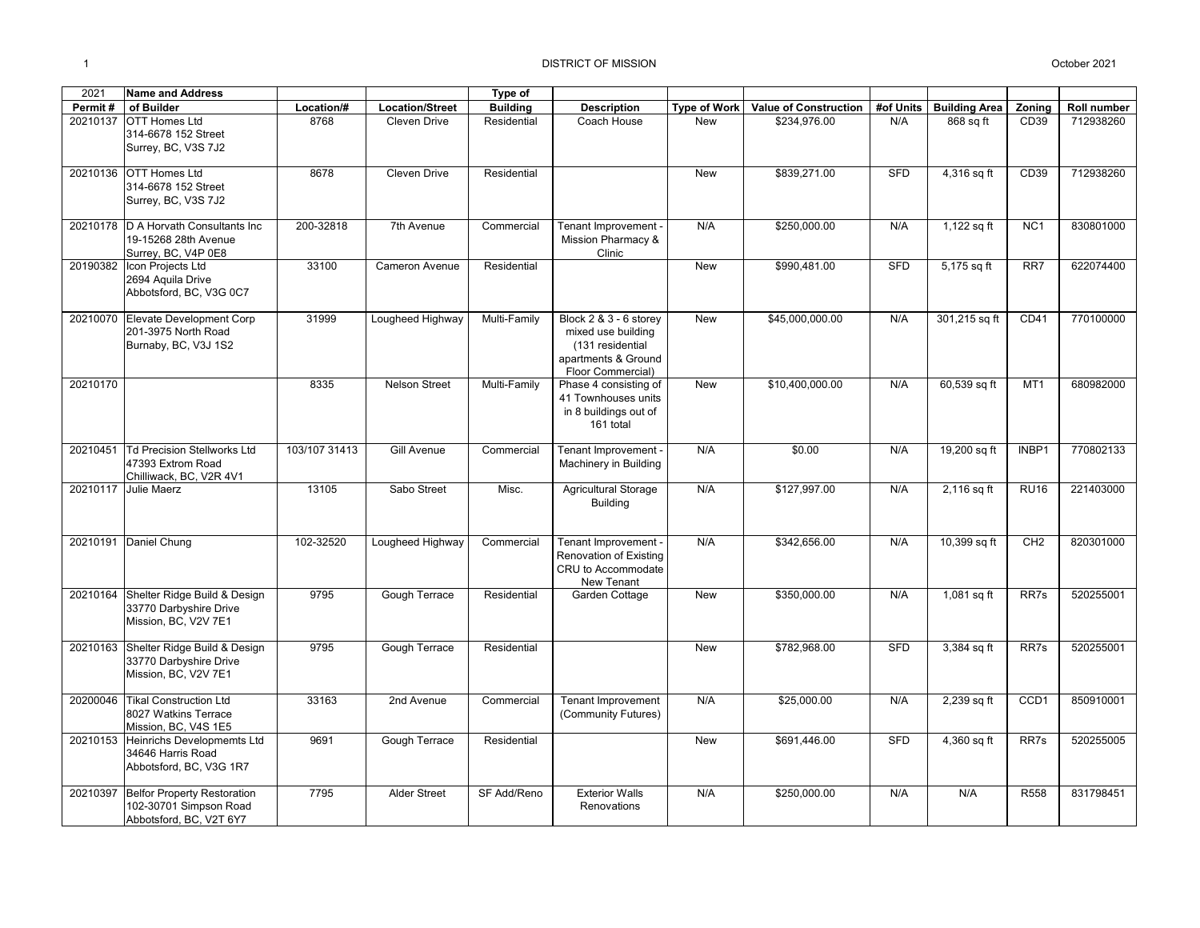# DISTRICT OF MISSION

October 2021

| 2021 Permit # | Name and Address of Builder | Location/# | Location/Street | Type of Building | Description | Type of Work | Value of Construction | #of Units | Building Area | Zoning | Roll number |
|---|---|---|---|---|---|---|---|---|---|---|---|
| 20210137 | OTT Homes Ltd 314-6678 152 Street Surrey, BC, V3S 7J2 | 8768 | Cleven Drive | Residential | Coach House | New | $234,976.00 | N/A | 868 sq ft | CD39 | 712938260 |
| 20210136 | OTT Homes Ltd 314-6678 152 Street Surrey, BC, V3S 7J2 | 8678 | Cleven Drive | Residential | | New | $839,271.00 | SFD | 4,316 sq ft | CD39 | 712938260 |
| 20210178 | D A Horvath Consultants Inc 19-15268 28th Avenue Surrey, BC, V4P 0E8 | 200-32818 | 7th Avenue | Commercial | Tenant Improvement - Mission Pharmacy & Clinic | N/A | $250,000.00 | N/A | 1,122 sq ft | NC1 | 830801000 |
| 20190382 | Icon Projects Ltd 2694 Aquila Drive Abbotsford, BC, V3G 0C7 | 33100 | Cameron Avenue | Residential | | New | $990,481.00 | SFD | 5,175 sq ft | RR7 | 622074400 |
| 20210070 | Elevate Development Corp 201-3975 North Road Burnaby, BC, V3J 1S2 | 31999 | Lougheed Highway | Multi-Family | Block 2 & 3 - 6 storey mixed use building (131 residential apartments & Ground Floor Commercial) | New | $45,000,000.00 | N/A | 301,215 sq ft | CD41 | 770100000 |
| 20210170 | | 8335 | Nelson Street | Multi-Family | Phase 4 consisting of 41 Townhouses units in 8 buildings out of 161 total | New | $10,400,000.00 | N/A | 60,539 sq ft | MT1 | 680982000 |
| 20210451 | Td Precision Stellworks Ltd 47393 Extrom Road Chilliwack, BC, V2R 4V1 | 103/107 31413 | Gill Avenue | Commercial | Tenant Improvement - Machinery in Building | N/A | $0.00 | N/A | 19,200 sq ft | INBP1 | 770802133 |
| 20210117 | Julie Maerz | 13105 | Sabo Street | Misc. | Agricultural Storage Building | N/A | $127,997.00 | N/A | 2,116 sq ft | RU16 | 221403000 |
| 20210191 | Daniel Chung | 102-32520 | Lougheed Highway | Commercial | Tenant Improvement - Renovation of Existing CRU to Accommodate New Tenant | N/A | $342,656.00 | N/A | 10,399 sq ft | CH2 | 820301000 |
| 20210164 | Shelter Ridge Build & Design 33770 Darbyshire Drive Mission, BC, V2V 7E1 | 9795 | Gough Terrace | Residential | Garden Cottage | New | $350,000.00 | N/A | 1,081 sq ft | RR7s | 520255001 |
| 20210163 | Shelter Ridge Build & Design 33770 Darbyshire Drive Mission, BC, V2V 7E1 | 9795 | Gough Terrace | Residential | | New | $782,968.00 | SFD | 3,384 sq ft | RR7s | 520255001 |
| 20200046 | Tikal Construction Ltd 8027 Watkins Terrace Mission, BC, V4S 1E5 | 33163 | 2nd Avenue | Commercial | Tenant Improvement (Community Futures) | N/A | $25,000.00 | N/A | 2,239 sq ft | CCD1 | 850910001 |
| 20210153 | Heinrichs Developmemts Ltd 34646 Harris Road Abbotsford, BC, V3G 1R7 | 9691 | Gough Terrace | Residential | | New | $691,446.00 | SFD | 4,360 sq ft | RR7s | 520255005 |
| 20210397 | Belfor Property Restoration 102-30701 Simpson Road Abbotsford, BC, V2T 6Y7 | 7795 | Alder Street | SF Add/Reno | Exterior Walls Renovations | N/A | $250,000.00 | N/A | N/A | R558 | 831798451 |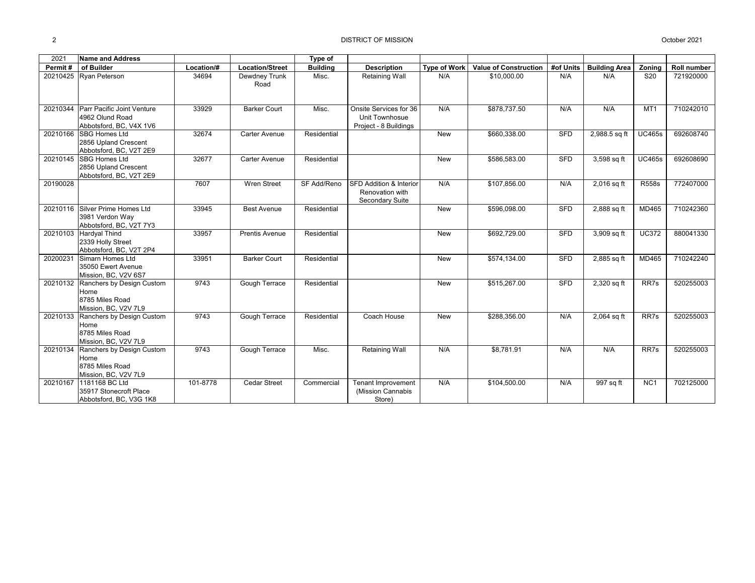| 2021 Permit # | Name and Address of Builder | Location/# | Location/Street | Type of Building | Description | Type of Work | Value of Construction | #of Units | Building Area | Zoning | Roll number |
|---|---|---|---|---|---|---|---|---|---|---|---|
| 20210425 | Ryan Peterson | 34694 | Dewdney Trunk Road | Misc. | Retaining Wall | N/A | $10,000.00 | N/A | N/A | S20 | 721920000 |
| 20210344 | Parr Pacific Joint Venture 4962 Olund Road Abbotsford, BC, V4X 1V6 | 33929 | Barker Court | Misc. | Onsite Services for 36 Unit Townhouse Project - 8 Buildings | N/A | $878,737.50 | N/A | N/A | MT1 | 710242010 |
| 20210166 | SBG Homes Ltd 2856 Upland Crescent Abbotsford, BC, V2T 2E9 | 32674 | Carter Avenue | Residential | | New | $660,338.00 | SFD | 2,988.5 sq ft | UC465s | 692608740 |
| 20210145 | SBG Homes Ltd 2856 Upland Crescent Abbotsford, BC, V2T 2E9 | 32677 | Carter Avenue | Residential | | New | $586,583.00 | SFD | 3,598 sq ft | UC465s | 692608690 |
| 20190028 | | 7607 | Wren Street | SF Add/Reno | SFD Addition & Interior Renovation with Secondary Suite | N/A | $107,856.00 | N/A | 2,016 sq ft | R558s | 772407000 |
| 20210116 | Silver Prime Homes Ltd 3981 Verdon Way Abbotsford, BC, V2T 7Y3 | 33945 | Best Avenue | Residential | | New | $596,098.00 | SFD | 2,888 sq ft | MD465 | 710242360 |
| 20210103 | Hardyal Thind 2339 Holly Street Abbotsford, BC, V2T 2P4 | 33957 | Prentis Avenue | Residential | | New | $692,729.00 | SFD | 3,909 sq ft | UC372 | 880041330 |
| 20200231 | Simarn Homes Ltd 35050 Ewert Avenue Mission, BC, V2V 6S7 | 33951 | Barker Court | Residential | | New | $574,134.00 | SFD | 2,885 sq ft | MD465 | 710242240 |
| 20210132 | Ranchers by Design Custom Home 8785 Miles Road Mission, BC, V2V 7L9 | 9743 | Gough Terrace | Residential | | New | $515,267.00 | SFD | 2,320 sq ft | RR7s | 520255003 |
| 20210133 | Ranchers by Design Custom Home 8785 Miles Road Mission, BC, V2V 7L9 | 9743 | Gough Terrace | Residential | Coach House | New | $288,356.00 | N/A | 2,064 sq ft | RR7s | 520255003 |
| 20210134 | Ranchers by Design Custom Home 8785 Miles Road Mission, BC, V2V 7L9 | 9743 | Gough Terrace | Misc. | Retaining Wall | N/A | $8,781.91 | N/A | N/A | RR7s | 520255003 |
| 20210167 | 1181168 BC Ltd 35917 Stonecroft Place Abbotsford, BC, V3G 1K8 | 101-8778 | Cedar Street | Commercial | Tenant Improvement (Mission Cannabis Store) | N/A | $104,500.00 | N/A | 997 sq ft | NC1 | 702125000 |